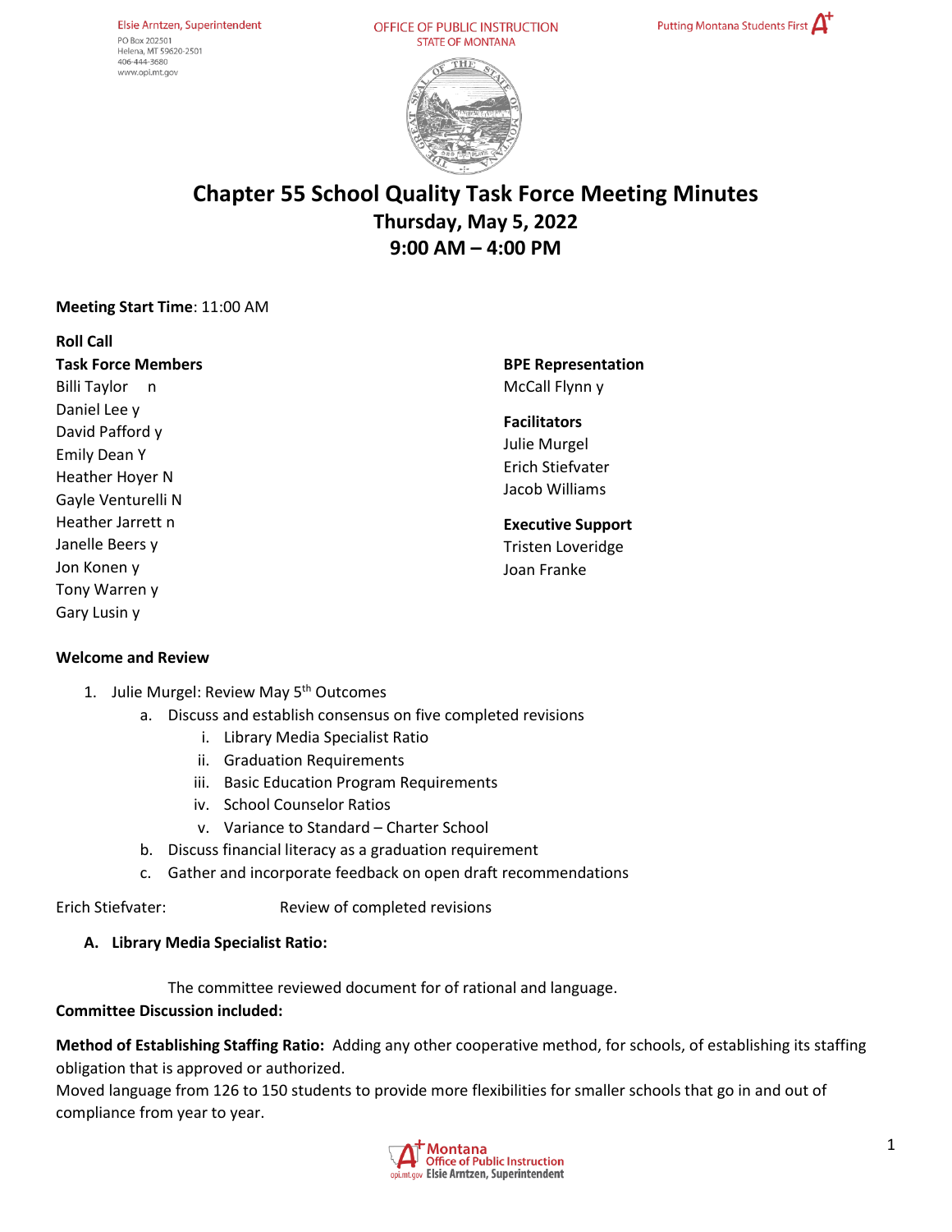Elsie Arntzen, Superintendent
PO Box 202501
Helena, MT 59620-2501
406-444-3680
www.opi.mt.gov

OFFICE OF PUBLIC INSTRUCTION
STATE OF MONTANA

Putting Montana Students First

# Chapter 55 School Quality Task Force Meeting Minutes

**Thursday, May 5, 2022**
**9:00 AM – 4:00 PM**

**Meeting Start Time**: 11:00 AM

**Roll Call**

**Task Force Members**
Billi Taylor n
Daniel Lee y
David Pafford y
Emily Dean Y
Heather Hoyer N
Gayle Venturelli N
Heather Jarrett n
Janelle Beers y
Jon Konen y
Tony Warren y
Gary Lusin y

**BPE Representation**
McCall Flynn y

**Facilitators**
Julie Murgel
Erich Stiefvater
Jacob Williams

**Executive Support**
Tristen Loveridge
Joan Franke

**Welcome and Review**

1. Julie Murgel: Review May 5th Outcomes
   a. Discuss and establish consensus on five completed revisions
      i. Library Media Specialist Ratio
      ii. Graduation Requirements
      iii. Basic Education Program Requirements
      iv. School Counselor Ratios
      v. Variance to Standard – Charter School
   b. Discuss financial literacy as a graduation requirement
   c. Gather and incorporate feedback on open draft recommendations

Erich Stiefvater: Review of completed revisions

**A. Library Media Specialist Ratio:**

The committee reviewed document for of rational and language.

**Committee Discussion included:**

**Method of Establishing Staffing Ratio:** Adding any other cooperative method, for schools, of establishing its staffing obligation that is approved or authorized.
Moved language from 126 to 150 students to provide more flexibilities for smaller schools that go in and out of compliance from year to year.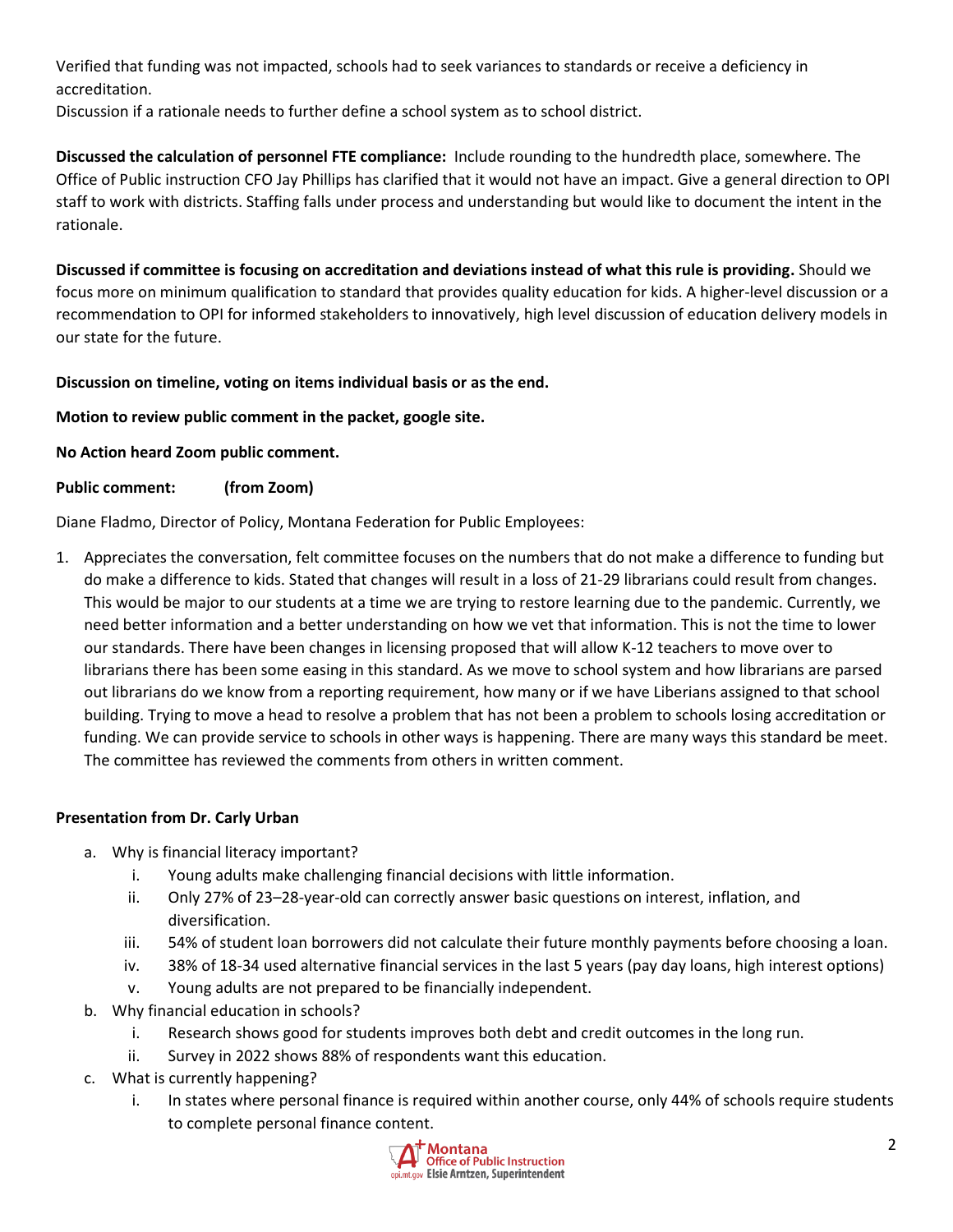Verified that funding was not impacted, schools had to seek variances to standards or receive a deficiency in accreditation.

Discussion if a rationale needs to further define a school system as to school district.

**Discussed the calculation of personnel FTE compliance:** Include rounding to the hundredth place, somewhere. The Office of Public instruction CFO Jay Phillips has clarified that it would not have an impact. Give a general direction to OPI staff to work with districts. Staffing falls under process and understanding but would like to document the intent in the rationale.

**Discussed if committee is focusing on accreditation and deviations instead of what this rule is providing.** Should we focus more on minimum qualification to standard that provides quality education for kids. A higher-level discussion or a recommendation to OPI for informed stakeholders to innovatively, high level discussion of education delivery models in our state for the future.

**Discussion on timeline, voting on items individual basis or as the end.**

**Motion to review public comment in the packet, google site.**

**No Action heard Zoom public comment.**

**Public comment: (from Zoom)**

Diane Fladmo, Director of Policy, Montana Federation for Public Employees:

1. Appreciates the conversation, felt committee focuses on the numbers that do not make a difference to funding but do make a difference to kids. Stated that changes will result in a loss of 21-29 librarians could result from changes. This would be major to our students at a time we are trying to restore learning due to the pandemic. Currently, we need better information and a better understanding on how we vet that information. This is not the time to lower our standards. There have been changes in licensing proposed that will allow K-12 teachers to move over to librarians there has been some easing in this standard. As we move to school system and how librarians are parsed out librarians do we know from a reporting requirement, how many or if we have Liberians assigned to that school building. Trying to move a head to resolve a problem that has not been a problem to schools losing accreditation or funding. We can provide service to schools in other ways is happening. There are many ways this standard be meet. The committee has reviewed the comments from others in written comment.

**Presentation from Dr. Carly Urban**

a. Why is financial literacy important?
   i. Young adults make challenging financial decisions with little information.
   ii. Only 27% of 23–28-year-old can correctly answer basic questions on interest, inflation, and diversification.
   iii. 54% of student loan borrowers did not calculate their future monthly payments before choosing a loan.
   iv. 38% of 18-34 used alternative financial services in the last 5 years (pay day loans, high interest options)
   v. Young adults are not prepared to be financially independent.
b. Why financial education in schools?
   i. Research shows good for students improves both debt and credit outcomes in the long run.
   ii. Survey in 2022 shows 88% of respondents want this education.
c. What is currently happening?
   i. In states where personal finance is required within another course, only 44% of schools require students to complete personal finance content.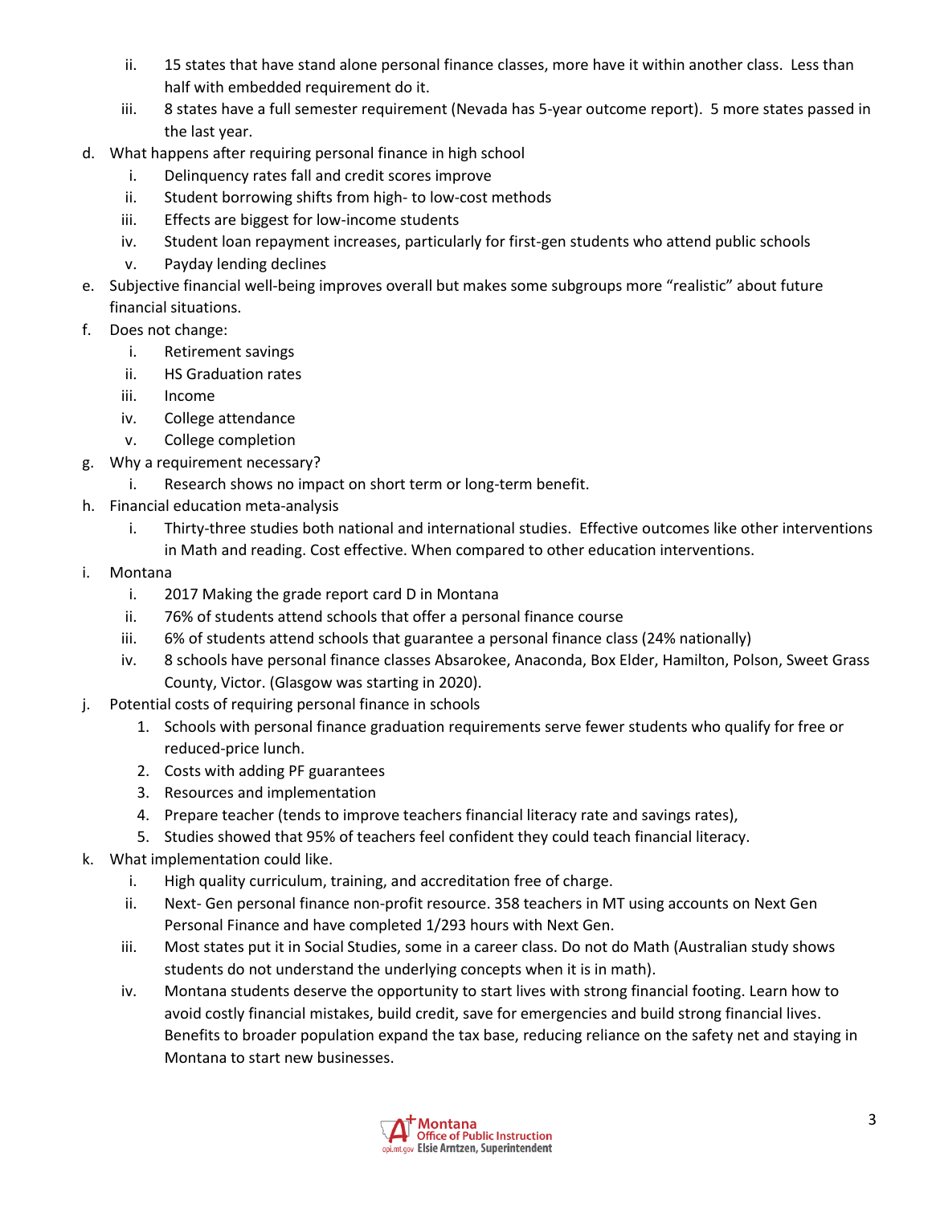ii. 15 states that have stand alone personal finance classes, more have it within another class. Less than half with embedded requirement do it.
   iii. 8 states have a full semester requirement (Nevada has 5-year outcome report). 5 more states passed in the last year.

d. What happens after requiring personal finance in high school
   i. Delinquency rates fall and credit scores improve
   ii. Student borrowing shifts from high- to low-cost methods
   iii. Effects are biggest for low-income students
   iv. Student loan repayment increases, particularly for first-gen students who attend public schools
   v. Payday lending declines

e. Subjective financial well-being improves overall but makes some subgroups more "realistic" about future financial situations.

f. Does not change:
   i. Retirement savings
   ii. HS Graduation rates
   iii. Income
   iv. College attendance
   v. College completion

g. Why a requirement necessary?
   i. Research shows no impact on short term or long-term benefit.

h. Financial education meta-analysis
   i. Thirty-three studies both national and international studies. Effective outcomes like other interventions in Math and reading. Cost effective. When compared to other education interventions.

i. Montana
   i. 2017 Making the grade report card D in Montana
   ii. 76% of students attend schools that offer a personal finance course
   iii. 6% of students attend schools that guarantee a personal finance class (24% nationally)
   iv. 8 schools have personal finance classes Absarokee, Anaconda, Box Elder, Hamilton, Polson, Sweet Grass County, Victor. (Glasgow was starting in 2020).

j. Potential costs of requiring personal finance in schools
   1. Schools with personal finance graduation requirements serve fewer students who qualify for free or reduced-price lunch.
   2. Costs with adding PF guarantees
   3. Resources and implementation
   4. Prepare teacher (tends to improve teachers financial literacy rate and savings rates),
   5. Studies showed that 95% of teachers feel confident they could teach financial literacy.

k. What implementation could like.
   i. High quality curriculum, training, and accreditation free of charge.
   ii. Next- Gen personal finance non-profit resource. 358 teachers in MT using accounts on Next Gen Personal Finance and have completed 1/293 hours with Next Gen.
   iii. Most states put it in Social Studies, some in a career class. Do not do Math (Australian study shows students do not understand the underlying concepts when it is in math).
   iv. Montana students deserve the opportunity to start lives with strong financial footing. Learn how to avoid costly financial mistakes, build credit, save for emergencies and build strong financial lives. Benefits to broader population expand the tax base, reducing reliance on the safety net and staying in Montana to start new businesses.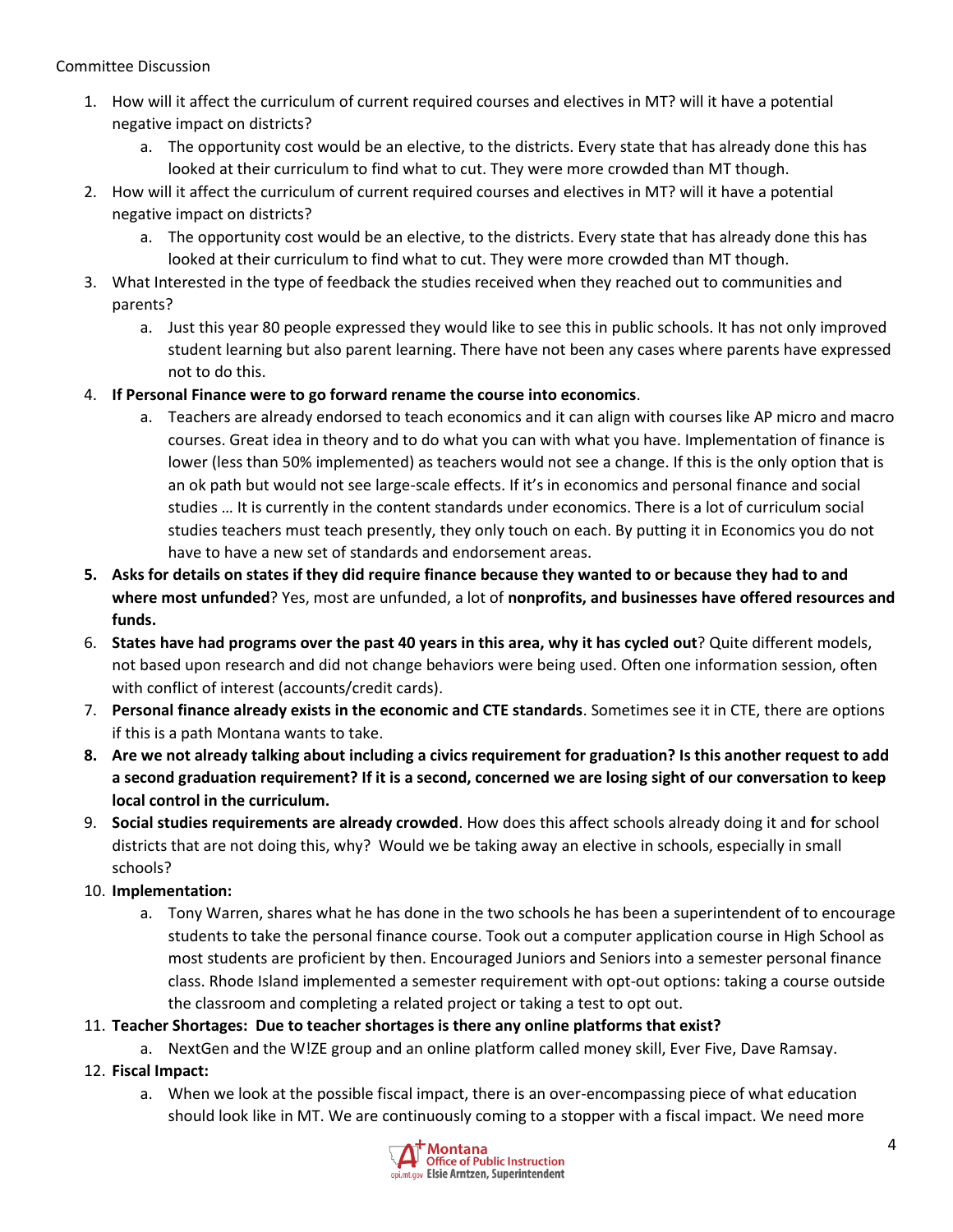Committee Discussion

1. How will it affect the curriculum of current required courses and electives in MT? will it have a potential negative impact on districts?
   a. The opportunity cost would be an elective, to the districts. Every state that has already done this has looked at their curriculum to find what to cut. They were more crowded than MT though.
2. How will it affect the curriculum of current required courses and electives in MT? will it have a potential negative impact on districts?
   a. The opportunity cost would be an elective, to the districts. Every state that has already done this has looked at their curriculum to find what to cut. They were more crowded than MT though.
3. What Interested in the type of feedback the studies received when they reached out to communities and parents?
   a. Just this year 80 people expressed they would like to see this in public schools. It has not only improved student learning but also parent learning. There have not been any cases where parents have expressed not to do this.
4. **If Personal Finance were to go forward rename the course into economics**.
   a. Teachers are already endorsed to teach economics and it can align with courses like AP micro and macro courses. Great idea in theory and to do what you can with what you have. Implementation of finance is lower (less than 50% implemented) as teachers would not see a change. If this is the only option that is an ok path but would not see large-scale effects. If it's in economics and personal finance and social studies … It is currently in the content standards under economics. There is a lot of curriculum social studies teachers must teach presently, they only touch on each. By putting it in Economics you do not have to have a new set of standards and endorsement areas.
5. **Asks for details on states if they did require finance because they wanted to or because they had to and where most unfunded**? Yes, most are unfunded, a lot of **nonprofits, and businesses have offered resources and funds.**
6. **States have had programs over the past 40 years in this area, why it has cycled out**? Quite different models, not based upon research and did not change behaviors were being used. Often one information session, often with conflict of interest (accounts/credit cards).
7. **Personal finance already exists in the economic and CTE standards**. Sometimes see it in CTE, there are options if this is a path Montana wants to take.
8. **Are we not already talking about including a civics requirement for graduation? Is this another request to add a second graduation requirement? If it is a second, concerned we are losing sight of our conversation to keep local control in the curriculum.**
9. **Social studies requirements are already crowded**. How does this affect schools already doing it and **f**or school districts that are not doing this, why? Would we be taking away an elective in schools, especially in small schools?
10. **Implementation:**
    a. Tony Warren, shares what he has done in the two schools he has been a superintendent of to encourage students to take the personal finance course. Took out a computer application course in High School as most students are proficient by then. Encouraged Juniors and Seniors into a semester personal finance class. Rhode Island implemented a semester requirement with opt-out options: taking a course outside the classroom and completing a related project or taking a test to opt out.
11. **Teacher Shortages: Due to teacher shortages is there any online platforms that exist?**
    a. NextGen and the W!ZE group and an online platform called money skill, Ever Five, Dave Ramsay.
12. **Fiscal Impact:**
    a. When we look at the possible fiscal impact, there is an over-encompassing piece of what education should look like in MT. We are continuously coming to a stopper with a fiscal impact. We need more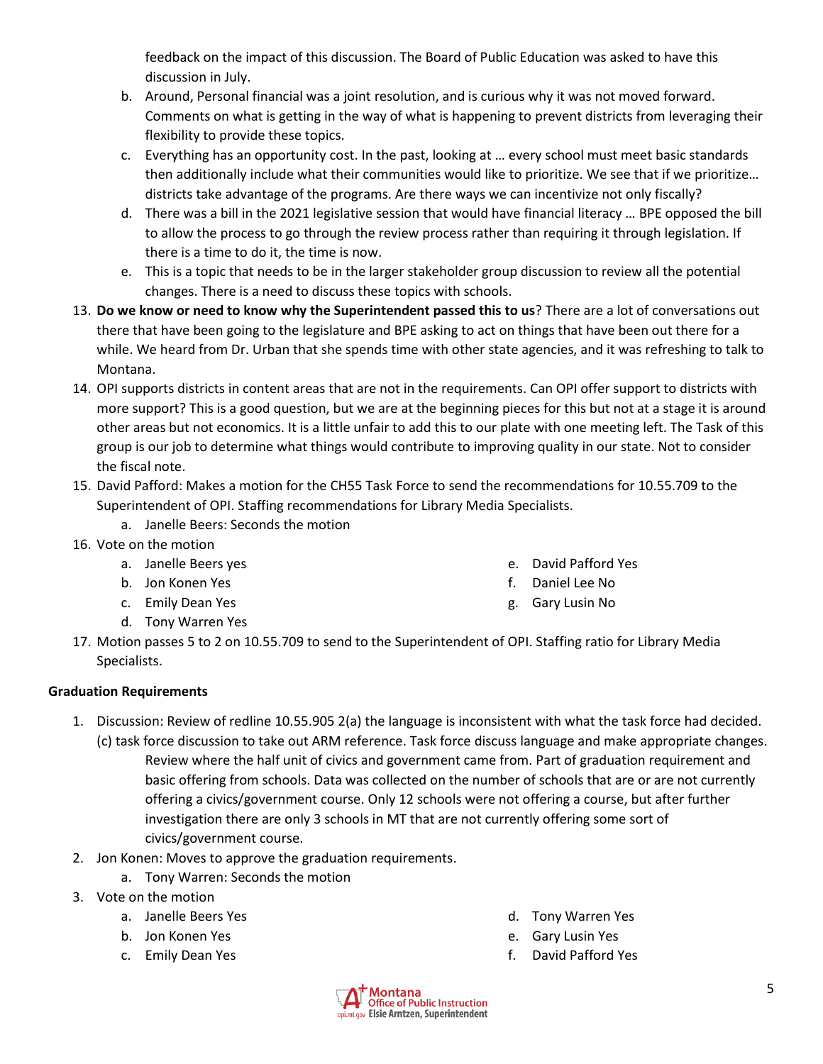feedback on the impact of this discussion. The Board of Public Education was asked to have this discussion in July.

   b. Around, Personal financial was a joint resolution, and is curious why it was not moved forward. Comments on what is getting in the way of what is happening to prevent districts from leveraging their flexibility to provide these topics.
   c. Everything has an opportunity cost. In the past, looking at … every school must meet basic standards then additionally include what their communities would like to prioritize. We see that if we prioritize… districts take advantage of the programs. Are there ways we can incentivize not only fiscally?
   d. There was a bill in the 2021 legislative session that would have financial literacy … BPE opposed the bill to allow the process to go through the review process rather than requiring it through legislation. If there is a time to do it, the time is now.
   e. This is a topic that needs to be in the larger stakeholder group discussion to review all the potential changes. There is a need to discuss these topics with schools.

13. **Do we know or need to know why the Superintendent passed this to us**? There are a lot of conversations out there that have been going to the legislature and BPE asking to act on things that have been out there for a while. We heard from Dr. Urban that she spends time with other state agencies, and it was refreshing to talk to Montana.
14. OPI supports districts in content areas that are not in the requirements. Can OPI offer support to districts with more support? This is a good question, but we are at the beginning pieces for this but not at a stage it is around other areas but not economics. It is a little unfair to add this to our plate with one meeting left. The Task of this group is our job to determine what things would contribute to improving quality in our state. Not to consider the fiscal note.
15. David Pafford: Makes a motion for the CH55 Task Force to send the recommendations for 10.55.709 to the Superintendent of OPI. Staffing recommendations for Library Media Specialists.
    a. Janelle Beers: Seconds the motion
16. Vote on the motion
    a. Janelle Beers yes
    b. Jon Konen Yes
    c. Emily Dean Yes
    d. Tony Warren Yes
    e. David Pafford Yes
    f. Daniel Lee No
    g. Gary Lusin No
17. Motion passes 5 to 2 on 10.55.709 to send to the Superintendent of OPI. Staffing ratio for Library Media Specialists.

**Graduation Requirements**

1. Discussion: Review of redline 10.55.905 2(a) the language is inconsistent with what the task force had decided. (c) task force discussion to take out ARM reference. Task force discuss language and make appropriate changes.
   Review where the half unit of civics and government came from. Part of graduation requirement and basic offering from schools. Data was collected on the number of schools that are or are not currently offering a civics/government course. Only 12 schools were not offering a course, but after further investigation there are only 3 schools in MT that are not currently offering some sort of civics/government course.
2. Jon Konen: Moves to approve the graduation requirements.
   a. Tony Warren: Seconds the motion
3. Vote on the motion
   a. Janelle Beers Yes
   b. Jon Konen Yes
   c. Emily Dean Yes
   d. Tony Warren Yes
   e. Gary Lusin Yes
   f. David Pafford Yes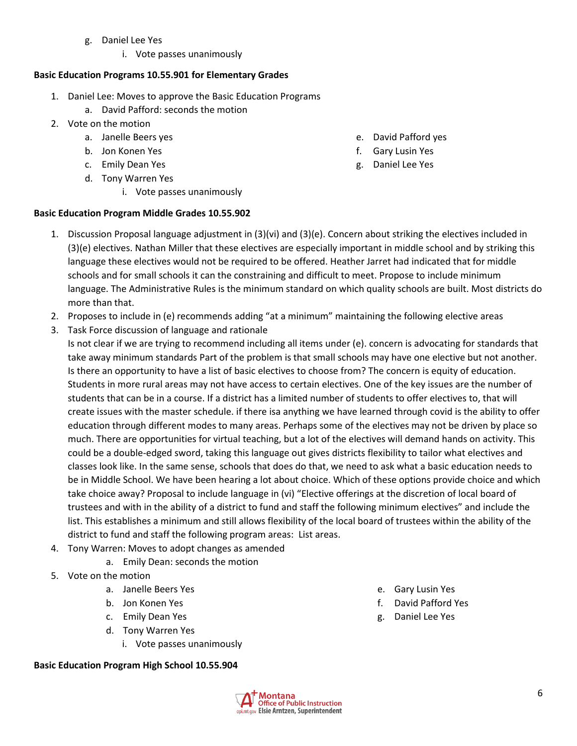g. Daniel Lee Yes
   i. Vote passes unanimously

**Basic Education Programs 10.55.901 for Elementary Grades**

1. Daniel Lee: Moves to approve the Basic Education Programs
   a. David Pafford: seconds the motion
2. Vote on the motion
   a. Janelle Beers yes
   b. Jon Konen Yes
   c. Emily Dean Yes
   d. Tony Warren Yes
   e. David Pafford yes
   f. Gary Lusin Yes
   g. Daniel Lee Yes
      i. Vote passes unanimously

**Basic Education Program Middle Grades 10.55.902**

1. Discussion Proposal language adjustment in (3)(vi) and (3)(e). Concern about striking the electives included in (3)(e) electives. Nathan Miller that these electives are especially important in middle school and by striking this language these electives would not be required to be offered. Heather Jarret had indicated that for middle schools and for small schools it can the constraining and difficult to meet. Propose to include minimum language. The Administrative Rules is the minimum standard on which quality schools are built. Most districts do more than that.
2. Proposes to include in (e) recommends adding "at a minimum" maintaining the following elective areas
3. Task Force discussion of language and rationale
   Is not clear if we are trying to recommend including all items under (e). concern is advocating for standards that take away minimum standards Part of the problem is that small schools may have one elective but not another. Is there an opportunity to have a list of basic electives to choose from? The concern is equity of education. Students in more rural areas may not have access to certain electives. One of the key issues are the number of students that can be in a course. If a district has a limited number of students to offer electives to, that will create issues with the master schedule. if there isa anything we have learned through covid is the ability to offer education through different modes to many areas. Perhaps some of the electives may not be driven by place so much. There are opportunities for virtual teaching, but a lot of the electives will demand hands on activity. This could be a double-edged sword, taking this language out gives districts flexibility to tailor what electives and classes look like. In the same sense, schools that does do that, we need to ask what a basic education needs to be in Middle School. We have been hearing a lot about choice. Which of these options provide choice and which take choice away? Proposal to include language in (vi) "Elective offerings at the discretion of local board of trustees and with in the ability of a district to fund and staff the following minimum electives" and include the list. This establishes a minimum and still allows flexibility of the local board of trustees within the ability of the district to fund and staff the following program areas: List areas.
4. Tony Warren: Moves to adopt changes as amended
   a. Emily Dean: seconds the motion
5. Vote on the motion
   a. Janelle Beers Yes
   b. Jon Konen Yes
   c. Emily Dean Yes
   d. Tony Warren Yes
   e. Gary Lusin Yes
   f. David Pafford Yes
   g. Daniel Lee Yes
      i. Vote passes unanimously

**Basic Education Program High School 10.55.904**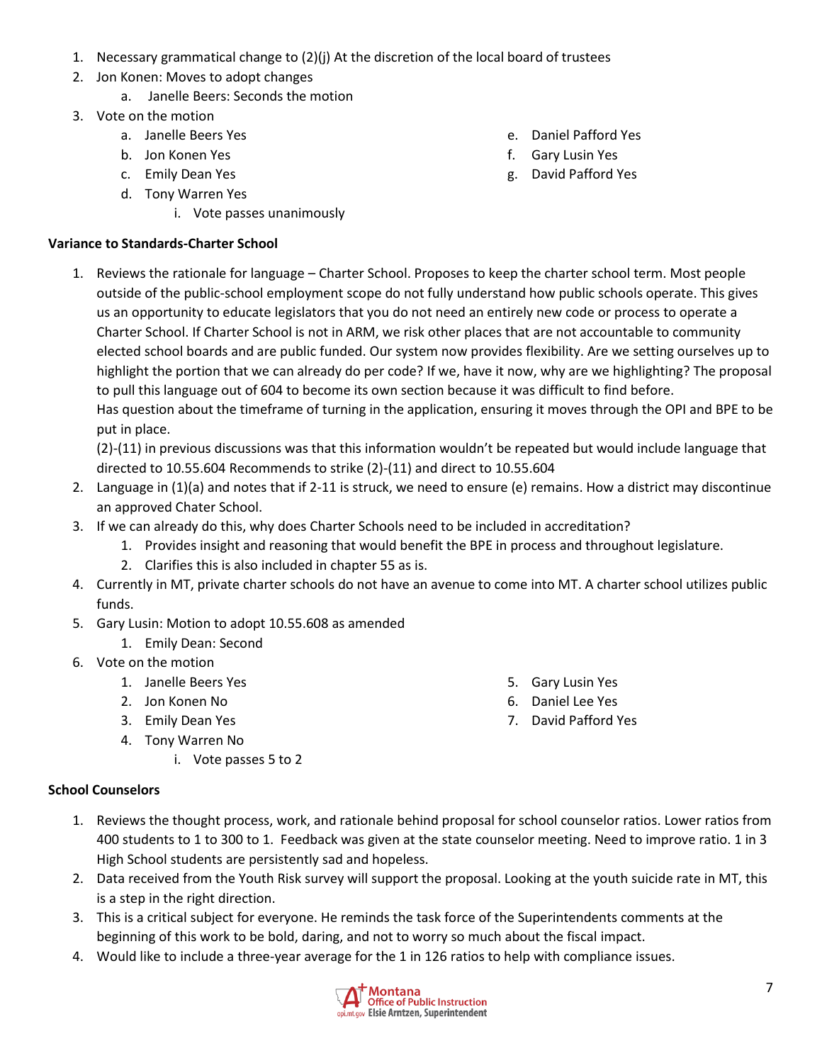1. Necessary grammatical change to (2)(j) At the discretion of the local board of trustees
2. Jon Konen: Moves to adopt changes
   a. Janelle Beers: Seconds the motion
3. Vote on the motion
   a. Janelle Beers Yes
   b. Jon Konen Yes
   c. Emily Dean Yes
   d. Tony Warren Yes
   e. Daniel Pafford Yes
   f. Gary Lusin Yes
   g. David Pafford Yes
      i. Vote passes unanimously

**Variance to Standards-Charter School**

1. Reviews the rationale for language – Charter School. Proposes to keep the charter school term. Most people outside of the public-school employment scope do not fully understand how public schools operate. This gives us an opportunity to educate legislators that you do not need an entirely new code or process to operate a Charter School. If Charter School is not in ARM, we risk other places that are not accountable to community elected school boards and are public funded. Our system now provides flexibility. Are we setting ourselves up to highlight the portion that we can already do per code? If we, have it now, why are we highlighting? The proposal to pull this language out of 604 to become its own section because it was difficult to find before.
   Has question about the timeframe of turning in the application, ensuring it moves through the OPI and BPE to be put in place.
   (2)-(11) in previous discussions was that this information wouldn't be repeated but would include language that directed to 10.55.604 Recommends to strike (2)-(11) and direct to 10.55.604
2. Language in (1)(a) and notes that if 2-11 is struck, we need to ensure (e) remains. How a district may discontinue an approved Chater School.
3. If we can already do this, why does Charter Schools need to be included in accreditation?
   1. Provides insight and reasoning that would benefit the BPE in process and throughout legislature.
   2. Clarifies this is also included in chapter 55 as is.
4. Currently in MT, private charter schools do not have an avenue to come into MT. A charter school utilizes public funds.
5. Gary Lusin: Motion to adopt 10.55.608 as amended
   1. Emily Dean: Second
6. Vote on the motion
   1. Janelle Beers Yes
   2. Jon Konen No
   3. Emily Dean Yes
   4. Tony Warren No
   5. Gary Lusin Yes
   6. Daniel Lee Yes
   7. David Pafford Yes
      i. Vote passes 5 to 2

**School Counselors**

1. Reviews the thought process, work, and rationale behind proposal for school counselor ratios. Lower ratios from 400 students to 1 to 300 to 1. Feedback was given at the state counselor meeting. Need to improve ratio. 1 in 3 High School students are persistently sad and hopeless.
2. Data received from the Youth Risk survey will support the proposal. Looking at the youth suicide rate in MT, this is a step in the right direction.
3. This is a critical subject for everyone. He reminds the task force of the Superintendents comments at the beginning of this work to be bold, daring, and not to worry so much about the fiscal impact.
4. Would like to include a three-year average for the 1 in 126 ratios to help with compliance issues.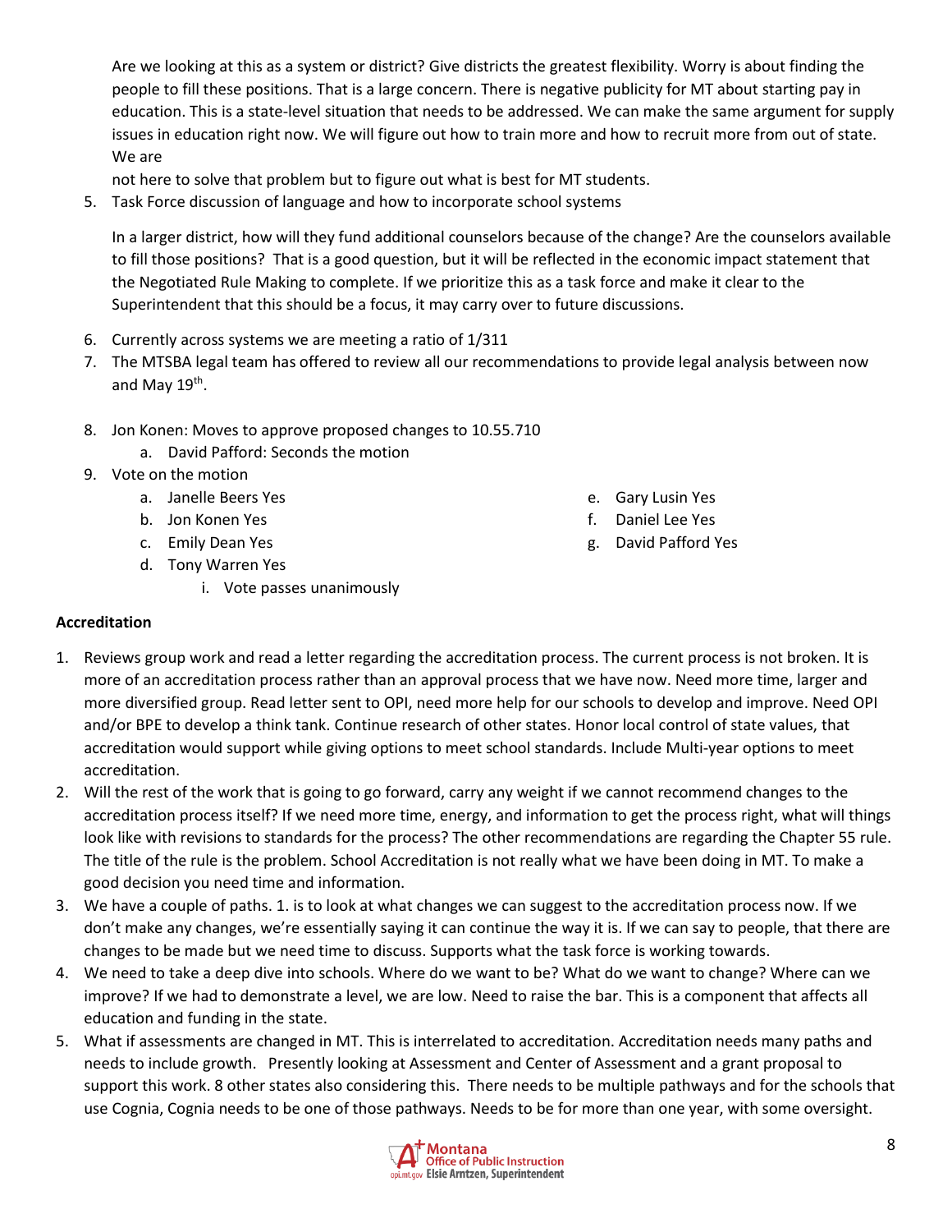Are we looking at this as a system or district? Give districts the greatest flexibility. Worry is about finding the people to fill these positions. That is a large concern. There is negative publicity for MT about starting pay in education. This is a state-level situation that needs to be addressed. We can make the same argument for supply issues in education right now. We will figure out how to train more and how to recruit more from out of state. We are not here to solve that problem but to figure out what is best for MT students.

5. Task Force discussion of language and how to incorporate school systems

   In a larger district, how will they fund additional counselors because of the change? Are the counselors available to fill those positions? That is a good question, but it will be reflected in the economic impact statement that the Negotiated Rule Making to complete. If we prioritize this as a task force and make it clear to the Superintendent that this should be a focus, it may carry over to future discussions.

6. Currently across systems we are meeting a ratio of 1/311
7. The MTSBA legal team has offered to review all our recommendations to provide legal analysis between now and May 19th.
8. Jon Konen: Moves to approve proposed changes to 10.55.710
   a. David Pafford: Seconds the motion
9. Vote on the motion
   a. Janelle Beers Yes
   b. Jon Konen Yes
   c. Emily Dean Yes
   d. Tony Warren Yes
   e. Gary Lusin Yes
   f. Daniel Lee Yes
   g. David Pafford Yes
      i. Vote passes unanimously

**Accreditation**

1. Reviews group work and read a letter regarding the accreditation process. The current process is not broken. It is more of an accreditation process rather than an approval process that we have now. Need more time, larger and more diversified group. Read letter sent to OPI, need more help for our schools to develop and improve. Need OPI and/or BPE to develop a think tank. Continue research of other states. Honor local control of state values, that accreditation would support while giving options to meet school standards. Include Multi-year options to meet accreditation.
2. Will the rest of the work that is going to go forward, carry any weight if we cannot recommend changes to the accreditation process itself? If we need more time, energy, and information to get the process right, what will things look like with revisions to standards for the process? The other recommendations are regarding the Chapter 55 rule. The title of the rule is the problem. School Accreditation is not really what we have been doing in MT. To make a good decision you need time and information.
3. We have a couple of paths. 1. is to look at what changes we can suggest to the accreditation process now. If we don't make any changes, we're essentially saying it can continue the way it is. If we can say to people, that there are changes to be made but we need time to discuss. Supports what the task force is working towards.
4. We need to take a deep dive into schools. Where do we want to be? What do we want to change? Where can we improve? If we had to demonstrate a level, we are low. Need to raise the bar. This is a component that affects all education and funding in the state.
5. What if assessments are changed in MT. This is interrelated to accreditation. Accreditation needs many paths and needs to include growth. Presently looking at Assessment and Center of Assessment and a grant proposal to support this work. 8 other states also considering this. There needs to be multiple pathways and for the schools that use Cognia, Cognia needs to be one of those pathways. Needs to be for more than one year, with some oversight.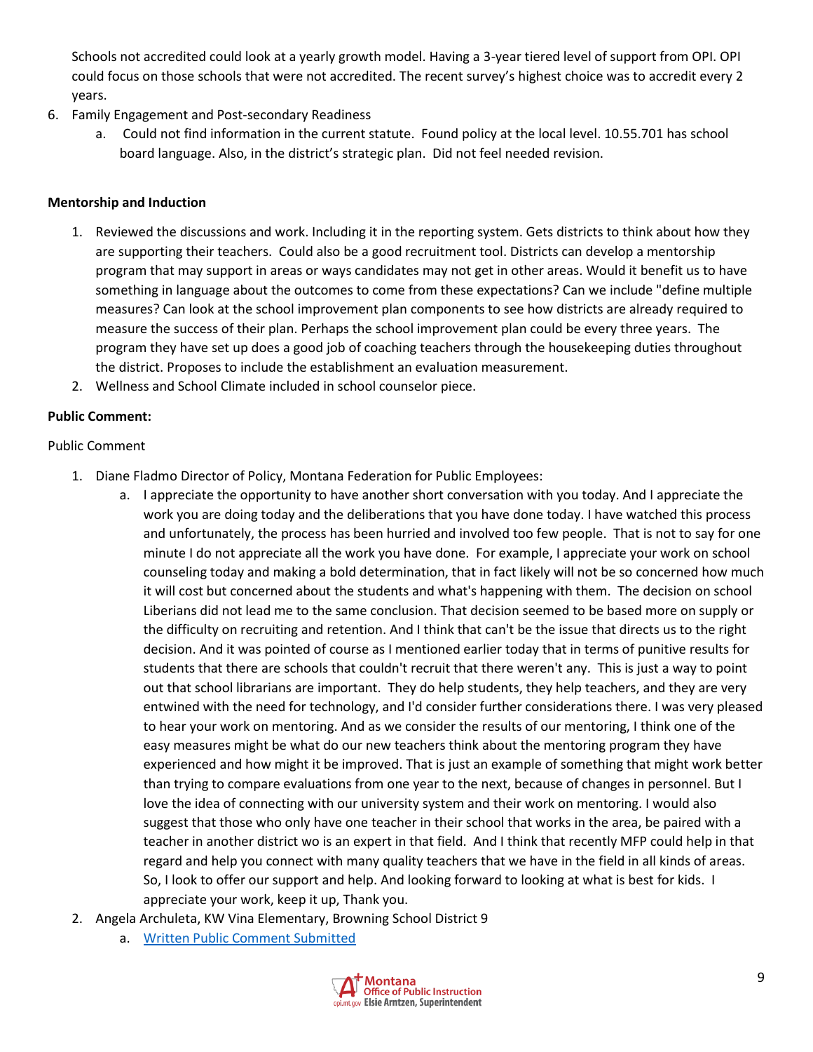Schools not accredited could look at a yearly growth model. Having a 3-year tiered level of support from OPI. OPI could focus on those schools that were not accredited. The recent survey's highest choice was to accredit every 2 years.

6. Family Engagement and Post-secondary Readiness
   a. Could not find information in the current statute. Found policy at the local level. 10.55.701 has school board language. Also, in the district's strategic plan. Did not feel needed revision.

**Mentorship and Induction**

1. Reviewed the discussions and work. Including it in the reporting system. Gets districts to think about how they are supporting their teachers. Could also be a good recruitment tool. Districts can develop a mentorship program that may support in areas or ways candidates may not get in other areas. Would it benefit us to have something in language about the outcomes to come from these expectations? Can we include "define multiple measures? Can look at the school improvement plan components to see how districts are already required to measure the success of their plan. Perhaps the school improvement plan could be every three years. The program they have set up does a good job of coaching teachers through the housekeeping duties throughout the district. Proposes to include the establishment an evaluation measurement.
2. Wellness and School Climate included in school counselor piece.

**Public Comment:**

Public Comment

1. Diane Fladmo Director of Policy, Montana Federation for Public Employees:
   a. I appreciate the opportunity to have another short conversation with you today. And I appreciate the work you are doing today and the deliberations that you have done today. I have watched this process and unfortunately, the process has been hurried and involved too few people. That is not to say for one minute I do not appreciate all the work you have done. For example, I appreciate your work on school counseling today and making a bold determination, that in fact likely will not be so concerned how much it will cost but concerned about the students and what's happening with them. The decision on school Liberians did not lead me to the same conclusion. That decision seemed to be based more on supply or the difficulty on recruiting and retention. And I think that can't be the issue that directs us to the right decision. And it was pointed of course as I mentioned earlier today that in terms of punitive results for students that there are schools that couldn't recruit that there weren't any. This is just a way to point out that school librarians are important. They do help students, they help teachers, and they are very entwined with the need for technology, and I'd consider further considerations there. I was very pleased to hear your work on mentoring. And as we consider the results of our mentoring, I think one of the easy measures might be what do our new teachers think about the mentoring program they have experienced and how might it be improved. That is just an example of something that might work better than trying to compare evaluations from one year to the next, because of changes in personnel. But I love the idea of connecting with our university system and their work on mentoring. I would also suggest that those who only have one teacher in their school that works in the area, be paired with a teacher in another district wo is an expert in that field. And I think that recently MFP could help in that regard and help you connect with many quality teachers that we have in the field in all kinds of areas. So, I look to offer our support and help. And looking forward to looking at what is best for kids. I appreciate your work, keep it up, Thank you.
2. Angela Archuleta, KW Vina Elementary, Browning School District 9
   a. Written Public Comment Submitted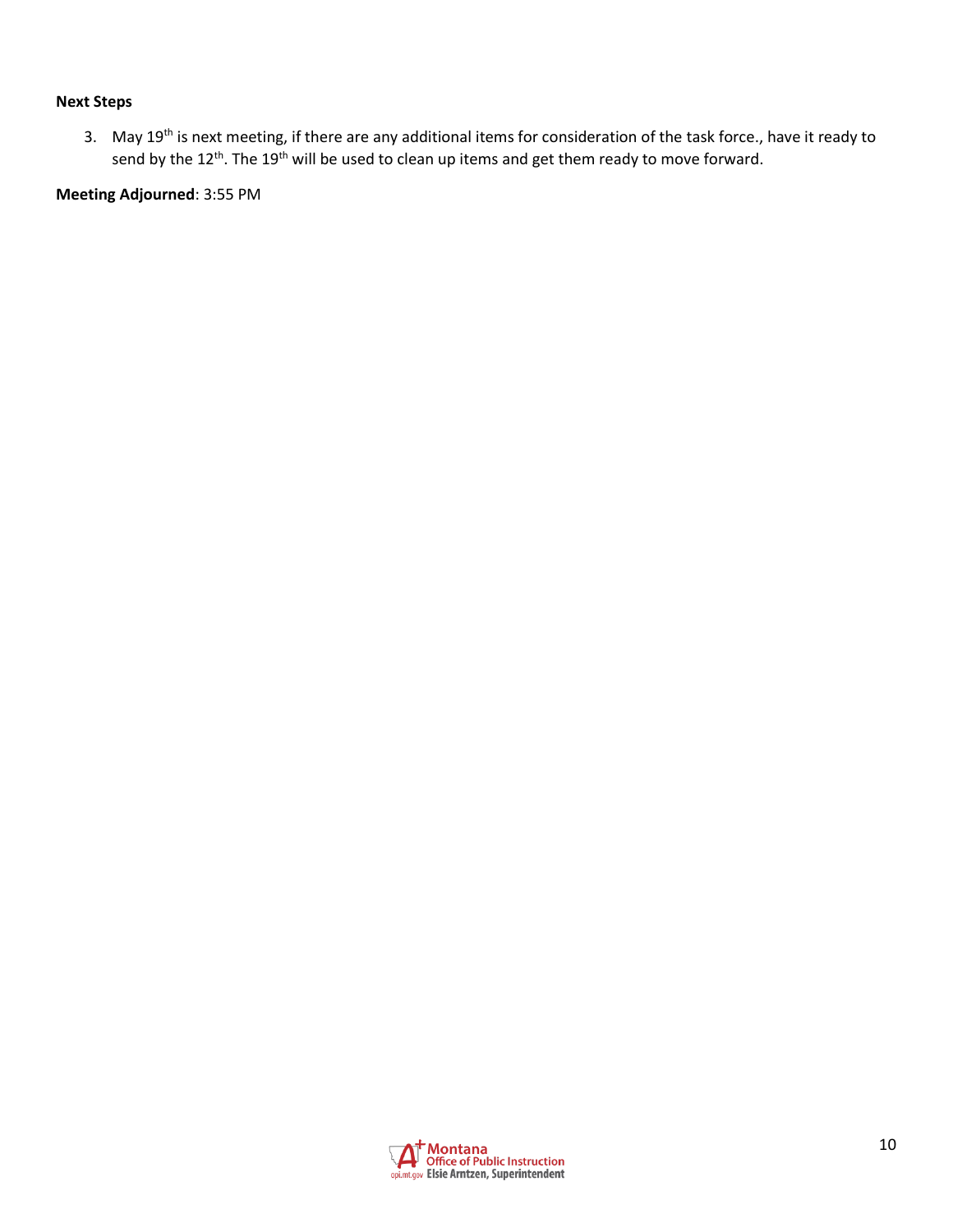**Next Steps**

3. May 19th is next meeting, if there are any additional items for consideration of the task force., have it ready to send by the 12th. The 19th will be used to clean up items and get them ready to move forward.

**Meeting Adjourned**: 3:55 PM